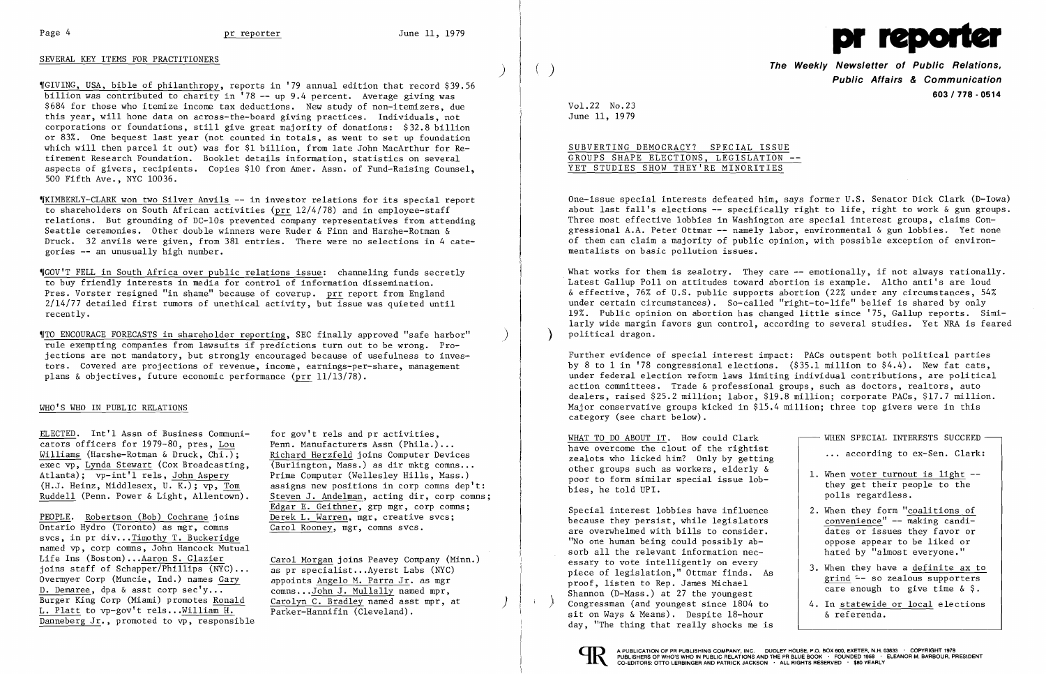## SEVERAL KEY ITEMS FOR PRACTITIONERS

¶GIVING, USA, bible of philanthropy, reports in '79 annual edition that record $39.56 billion was contributed to charity in '78 -- up 9.4 percent. Average giving was $684 for those who itemize income tax deductions. New study of non-itemizers, due this year, will hone data on across-the-board giving practices. Individuals, not corporations or foundations, still give great majority of donations: $32.8 billion or 83%. One bequest last year (not counted in totals, as went to set up foundation which will then parcel it out) was for $1 billion, from late John MacArthur for Retirement Research Foundation. Booklet details information, statistics on several aspects of givers, recipients. Copies $10 from Amer. Assn. of Fund-Raising Counsel, 500 Fifth Ave., NYC 10036.

¶KIMBERLY-CLARK won two Silver Anvils -- in investor relations for its special report to shareholders on South African activities (prr 12/4/78) and in employee-staff relations. But grounding of DC-10s prevented company representatives from attending Seattle ceremonies. Other double winners were Ruder & Finn and Harshe-Rotman & Druck. 32 anvils were given, from 381 entries. There were no selections in 4 categories -- an unusually high number.

¶GOV'T FELL in South Africa over public relations issue: channeling funds secretly to buy friendly interests in media for control of information dissemination. Pres. Vorster resigned "in shame" because of coverup. prr report from England 2/14/77 detailed first rumors of unethical activity, but issue was quieted until recently.

¶TO ENCOURAGE FORECASTS in shareholder reporting, SEC finally approved "safe harbor" rule exempting companies from lawsuits if predictions turn out to be wrong. Projections are not mandatory, but strongly encouraged because of usefulness to investors. Covered are projections of revenue, income, earnings-per-share, management plans & objectives, future economic performance (prr 11/13/78).

## WHO'S WHO IN PUBLIC RELATIONS

ELECTED. Int'l Assn of Business Communicators officers for 1979-80, pres, Lou Williams (Harshe-Rotman & Druck, Chi.); exec vp, Lynda Stewart (Cox Broadcasting, Atlanta); vp-int'l rels, John Aspery (H.J. Heinz, Middlesex, U. K.); vp, Tom Ruddell (Penn. Power & Light, Allentown).

PEOPLE. Robertson (Bob) Cochrane joins Ontario Hydro (Toronto) as mgr, comns svcs, in pr div...Timothy T. Buckeridge named vp, corp comns, John Hancock Mutual Life Ins (Boston)...Aaron S. Glazier joins staff of Schapper/Phillips (NYC)... Overmyer Corp (Muncie, Ind.) names Gary D. Demaree, dpa & asst corp sec'y... Burger King Corp (Miami) promotes Ronald L. Platt to vp-gov't rels...William H. Danneberg Jr., promoted to vp, responsible for gov't rels and pr activities, Penn. Manufacturers Assn (Phila.)... Richard Herzfeld joins Computer Devices (Burlington, Mass.) as dir mktg comns... Prime Computer (Wellesley Hills, Mass.) assigns new positions in corp comns dep't: Steven J. Andelman, acting dir, corp comns; Edgar E. Geithner, grp mgr, corp comns; Derek L. Warren, mgr, creative svcs; Carol Rooney, mgr, comns svcs.

Carol Morgan joins Peavey Company (Minn.) as pr specialist...Ayerst Labs (NYC) appoints Angelo M. Parra Jr. as mgr comns...John J. Mullally named mpr, Carolyn C. Bradley named asst mpr, at Parker-Hannifin (Cleveland).

# pr reporter

**The Weekly Newsletter of Public Relations, Public Affairs & Communication**

603 / 778 - 0514

Vol.22 No.23
June 11, 1979

## SUBVERTING DEMOCRACY? SPECIAL ISSUE GROUPS SHAPE ELECTIONS, LEGISLATION -- YET STUDIES SHOW THEY'RE MINORITIES

One-issue special interests defeated him, says former U.S. Senator Dick Clark (D-Iowa) about last fall's elections -- specifically right to life, right to work & gun groups. Three most effective lobbies in Washington are special interest groups, claims Congressional A.A. Peter Ottmar -- namely labor, environmental & gun lobbies. Yet none of them can claim a majority of public opinion, with possible exception of environmentalists on basic pollution issues.

What works for them is zealotry. They care -- emotionally, if not always rationally. Latest Gallup Poll on attitudes toward abortion is example. Altho anti's are loud & effective, 76% of U.S. public supports abortion (22% under any circumstances, 54% under certain circumstances). So-called "right-to-life" belief is shared by only 19%. Public opinion on abortion has changed little since '75, Gallup reports. Similarly wide margin favors gun control, according to several studies. Yet NRA is feared political dragon.

Further evidence of special interest impact: PACs outspent both political parties by 8 to 1 in '78 congressional elections. ($35.1 million to $4.4). New fat cats, under federal election reform laws limiting individual contributions, are political action committees. Trade & professional groups, such as doctors, realtors, auto dealers, raised $25.2 million; labor, $19.8 million; corporate PACs, $17.7 million. Major conservative groups kicked in $15.4 million; three top givers were in this category (see chart below).

WHAT TO DO ABOUT IT. How could Clark have overcome the clout of the rightist zealots who licked him? Only by getting other groups such as workers, elderly & poor to form similar special issue lobbies, he told UPI.

Special interest lobbies have influence because they persist, while legislators are overwhelmed with bills to consider. "No one human being could possibly absorb all the relevant information necessary to vote intelligently on every piece of legislation," Ottmar finds. As proof, listen to Rep. James Michael Shannon (D-Mass.) at 27 the youngest Congressman (and youngest since 1804 to sit on Ways & Means). Despite 18-hour day, "The thing that really shocks me is

**WHEN SPECIAL INTERESTS SUCCEED**

... according to ex-Sen. Clark:

1. When voter turnout is light -- they get their people to the polls regardless.
2. When they form "coalitions of convenience" -- making candidates or issues they favor or oppose appear to be liked or hated by "almost everyone."
3. When they have a definite ax to grind -- so zealous supporters care enough to give time & $.
4. In statewide or local elections & referenda.

A PUBLICATION OF PR PUBLISHING COMPANY, INC. DUDLEY HOUSE, P.O. BOX 600, EXETER, N.H. 03833 · COPYRIGHT 1979 PUBLISHERS OF WHO'S WHO IN PUBLIC RELATIONS AND THE PR BLUE BOOK · FOUNDED 1958 · ELEANOR M. BARBOUR, PRESIDENT CO-EDITORS: OTTO LERBINGER AND PATRICK JACKSON · ALL RIGHTS RESERVED · $80 YEARLY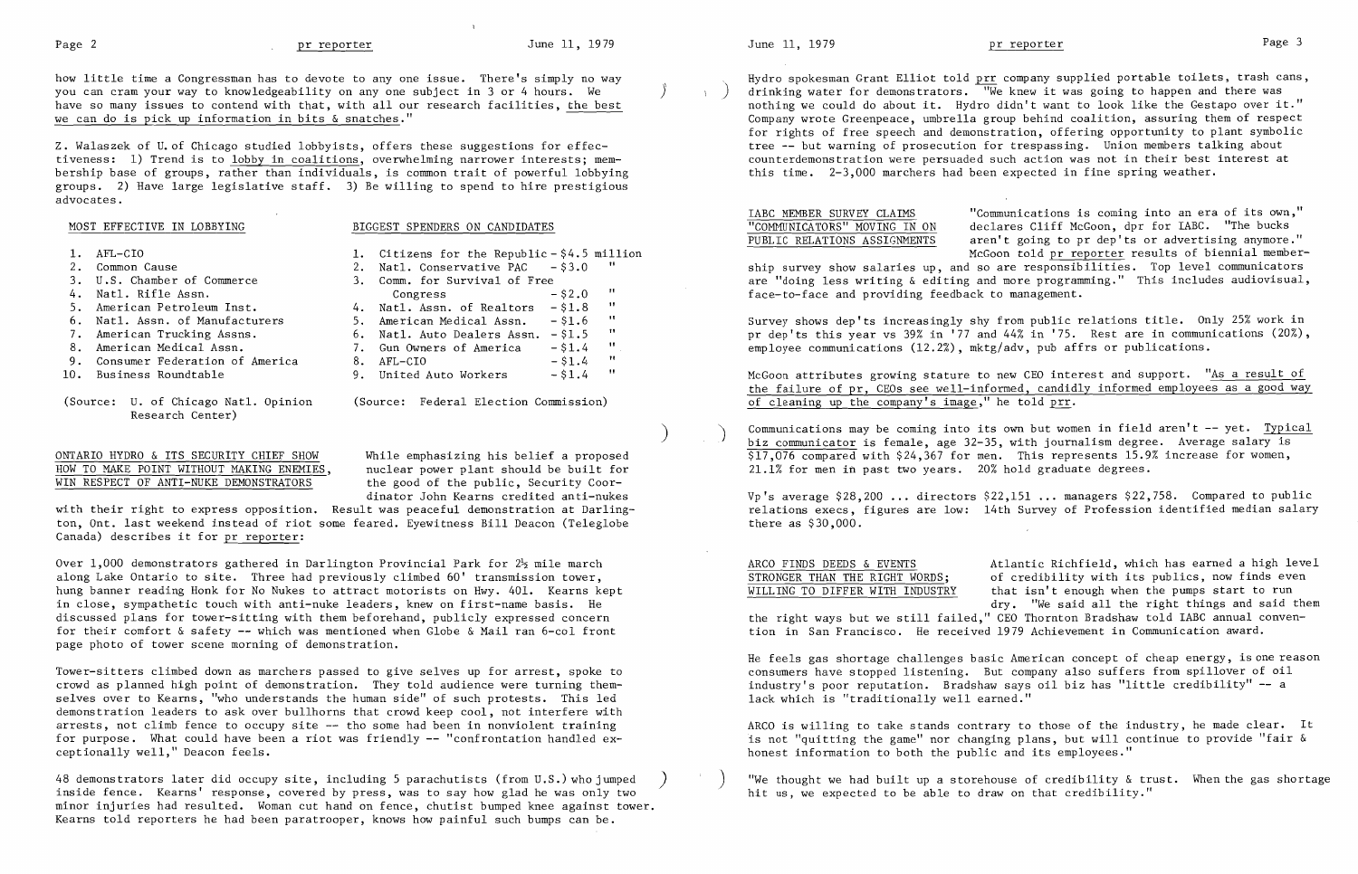how little time a Congressman has to devote to any one issue. There's simply no way you can cram your way to knowledgeability on any one subject in 3 or 4 hours. We have so many issues to contend with that, with all our research facilities, the best we can do is pick up information in bits & snatches."

Z. Walaszek of U. of Chicago studied lobbyists, offers these suggestions for effectiveness: 1) Trend is to lobby in coalitions, overwhelming narrower interests; membership base of groups, rather than individuals, is common trait of powerful lobbying groups. 2) Have large legislative staff. 3) Be willing to spend to hire prestigious advocates.

**MOST EFFECTIVE IN LOBBYING**

1. AFL-CIO
2. Common Cause
3. U.S. Chamber of Commerce
4. Natl. Rifle Assn.
5. American Petroleum Inst.
6. Natl. Assn. of Manufacturers
7. American Trucking Assns.
8. American Medical Assn.
9. Consumer Federation of America
10. Business Roundtable

(Source: U. of Chicago Natl. Opinion Research Center)

**BIGGEST SPENDERS ON CANDIDATES**

1. Citizens for the Republic - $4.5 million
2. Natl. Conservative PAC - $3.0 "
3. Comm. for Survival of Free Congress - $2.0 "
4. Natl. Assn. of Realtors - $1.8 "
5. American Medical Assn. - $1.6 "
6. Natl. Auto Dealers Assn. - $1.5 "
7. Gun Owners of America - $1.4 "
8. AFL-CIO - $1.4 "
9. United Auto Workers - $1.4 "

(Source: Federal Election Commission)

**ONTARIO HYDRO & ITS SECURITY CHIEF SHOW HOW TO MAKE POINT WITHOUT MAKING ENEMIES, WIN RESPECT OF ANTI-NUKE DEMONSTRATORS**

While emphasizing his belief a proposed nuclear power plant should be built for the good of the public, Security Coordinator John Kearns credited anti-nukes with their right to express opposition. Result was peaceful demonstration at Darlington, Ont. last weekend instead of riot some feared. Eyewitness Bill Deacon (Teleglobe Canada) describes it for pr reporter:

Over 1,000 demonstrators gathered in Darlington Provincial Park for 2½ mile march along Lake Ontario to site. Three had previously climbed 60' transmission tower, hung banner reading Honk for No Nukes to attract motorists on Hwy. 401. Kearns kept in close, sympathetic touch with anti-nuke leaders, knew on first-name basis. He discussed plans for tower-sitting with them beforehand, publicly expressed concern for their comfort & safety -- which was mentioned when Globe & Mail ran 6-col front page photo of tower scene morning of demonstration.

Tower-sitters climbed down as marchers passed to give selves up for arrest, spoke to crowd as planned high point of demonstration. They told audience were turning themselves over to Kearns, "who understands the human side" of such protests. This led demonstration leaders to ask over bullhorns that crowd keep cool, not interfere with arrests, not climb fence to occupy site -- tho some had been in nonviolent training for purpose. What could have been a riot was friendly -- "confrontation handled exceptionally well," Deacon feels.

48 demonstrators later did occupy site, including 5 parachutists (from U.S.) who jumped inside fence. Kearns' response, covered by press, was to say how glad he was only two minor injuries had resulted. Woman cut hand on fence, chutist bumped knee against tower. Kearns told reporters he had been paratrooper, knows how painful such bumps can be.

Hydro spokesman Grant Elliot told prr company supplied portable toilets, trash cans, drinking water for demonstrators. "We knew it was going to happen and there was nothing we could do about it. Hydro didn't want to look like the Gestapo over it." Company wrote Greenpeace, umbrella group behind coalition, assuring them of respect for rights of free speech and demonstration, offering opportunity to plant symbolic tree -- but warning of prosecution for trespassing. Union members talking about counterdemonstration were persuaded such action was not in their best interest at this time. 2-3,000 marchers had been expected in fine spring weather.

**IABC MEMBER SURVEY CLAIMS "COMMUNICATORS" MOVING IN ON PUBLIC RELATIONS ASSIGNMENTS**

"Communications is coming into an era of its own," declares Cliff McGoon, dpr for IABC. "The bucks aren't going to pr dep'ts or advertising anymore." McGoon told pr reporter results of biennial membership survey show salaries up, and so are responsibilities. Top level communicators are "doing less writing & editing and more programming." This includes audiovisual, face-to-face and providing feedback to management.

Survey shows dep'ts increasingly shy from public relations title. Only 25% work in pr dep'ts this year vs 39% in '77 and 44% in '75. Rest are in communications (20%), employee communications (12.2%), mktg/adv, pub affrs or publications.

McGoon attributes growing stature to new CEO interest and support. "As a result of the failure of pr, CEOs see well-informed, candidly informed employees as a good way of cleaning up the company's image," he told prr.

Communications may be coming into its own but women in field aren't -- yet. Typical biz communicator is female, age 32-35, with journalism degree. Average salary is $17,076 compared with $24,367 for men. This represents 15.9% increase for women, 21.1% for men in past two years. 20% hold graduate degrees.

Vp's average $28,200 ... directors $22,151 ... managers $22,758. Compared to public relations execs, figures are low: 14th Survey of Profession identified median salary there as $30,000.

**ARCO FINDS DEEDS & EVENTS STRONGER THAN THE RIGHT WORDS; WILLING TO DIFFER WITH INDUSTRY**

Atlantic Richfield, which has earned a high level of credibility with its publics, now finds even that isn't enough when the pumps start to run dry. "We said all the right things and said them the right ways but we still failed," CEO Thornton Bradshaw told IABC annual convention in San Francisco. He received 1979 Achievement in Communication award.

He feels gas shortage challenges basic American concept of cheap energy, is one reason consumers have stopped listening. But company also suffers from spillover of oil industry's poor reputation. Bradshaw says oil biz has "little credibility" -- a lack which is "traditionally well earned."

ARCO is willing to take stands contrary to those of the industry, he made clear. It is not "quitting the game" nor changing plans, but will continue to provide "fair & honest information to both the public and its employees."

"We thought we had built up a storehouse of credibility & trust. When the gas shortage hit us, we expected to be able to draw on that credibility."